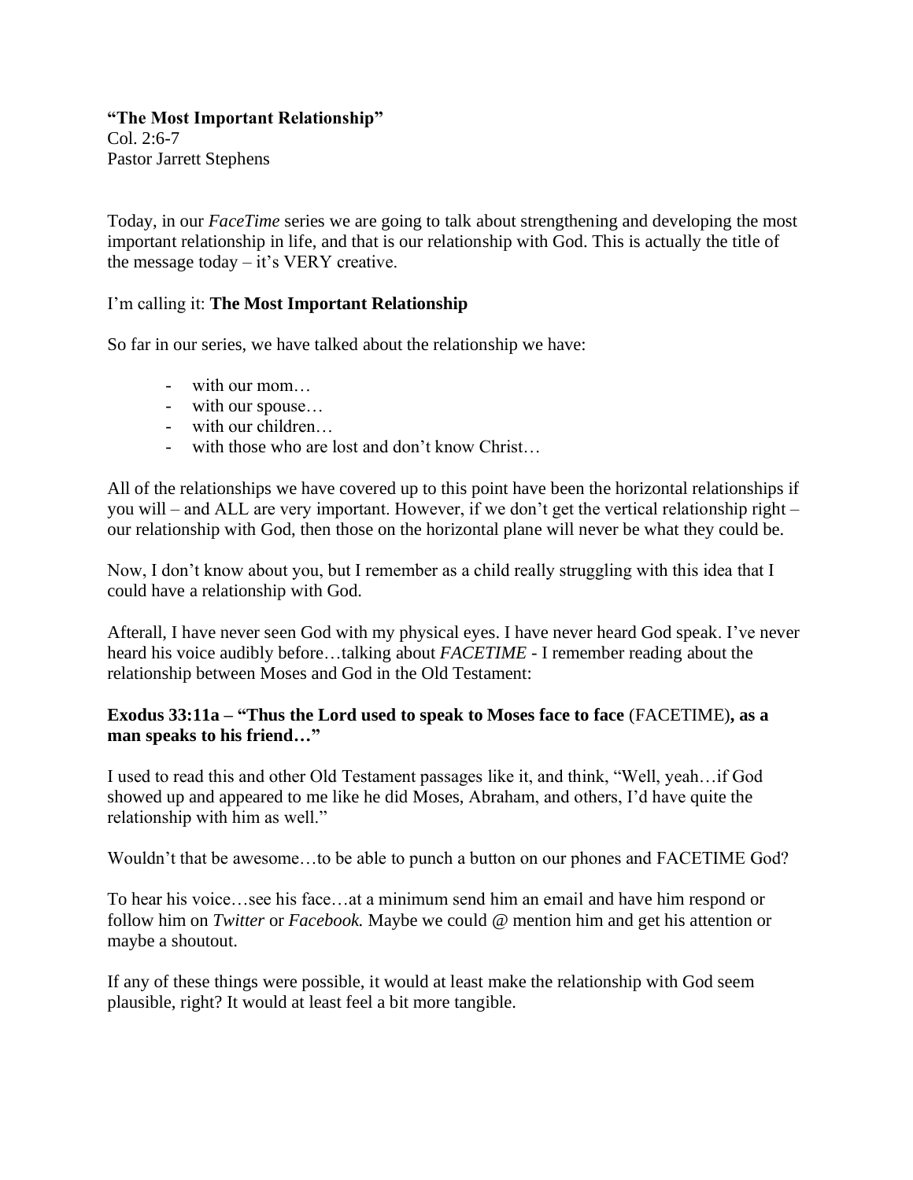**"The Most Important Relationship"**
Col. 2:6-7
Pastor Jarrett Stephens

Today, in our *FaceTime* series we are going to talk about strengthening and developing the most important relationship in life, and that is our relationship with God. This is actually the title of the message today – it's VERY creative.

I'm calling it: **The Most Important Relationship**

So far in our series, we have talked about the relationship we have:

- with our mom…
- with our spouse…
- with our children…
- with those who are lost and don't know Christ…

All of the relationships we have covered up to this point have been the horizontal relationships if you will – and ALL are very important. However, if we don't get the vertical relationship right – our relationship with God, then those on the horizontal plane will never be what they could be.

Now, I don't know about you, but I remember as a child really struggling with this idea that I could have a relationship with God.

Afterall, I have never seen God with my physical eyes. I have never heard God speak. I've never heard his voice audibly before…talking about *FACETIME* - I remember reading about the relationship between Moses and God in the Old Testament:

**Exodus 33:11a – "Thus the Lord used to speak to Moses face to face** (FACETIME)**, as a man speaks to his friend…"**

I used to read this and other Old Testament passages like it, and think, "Well, yeah…if God showed up and appeared to me like he did Moses, Abraham, and others, I'd have quite the relationship with him as well."

Wouldn't that be awesome…to be able to punch a button on our phones and FACETIME God?

To hear his voice…see his face…at a minimum send him an email and have him respond or follow him on *Twitter* or *Facebook.* Maybe we could @ mention him and get his attention or maybe a shoutout.

If any of these things were possible, it would at least make the relationship with God seem plausible, right? It would at least feel a bit more tangible.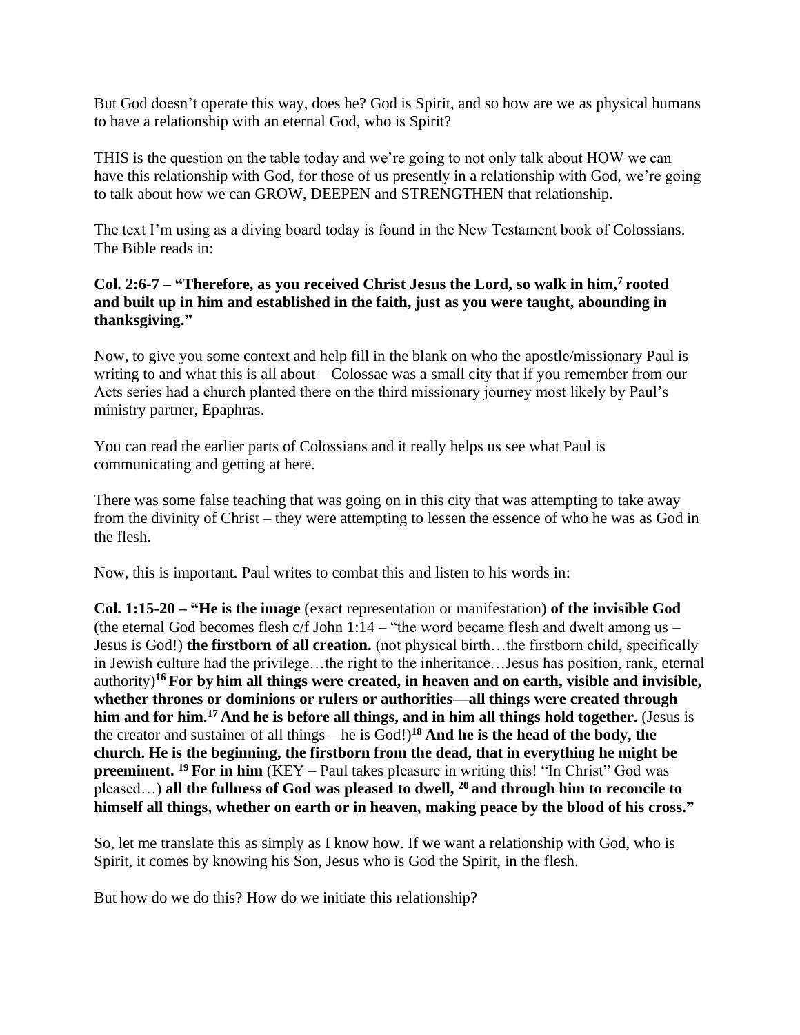But God doesn't operate this way, does he? God is Spirit, and so how are we as physical humans to have a relationship with an eternal God, who is Spirit?

THIS is the question on the table today and we're going to not only talk about HOW we can have this relationship with God, for those of us presently in a relationship with God, we're going to talk about how we can GROW, DEEPEN and STRENGTHEN that relationship.

The text I'm using as a diving board today is found in the New Testament book of Colossians. The Bible reads in:

**Col. 2:6-7 – "Therefore, as you received Christ Jesus the Lord, so walk in him,[7] rooted and built up in him and established in the faith, just as you were taught, abounding in thanksgiving."**

Now, to give you some context and help fill in the blank on who the apostle/missionary Paul is writing to and what this is all about – Colossae was a small city that if you remember from our Acts series had a church planted there on the third missionary journey most likely by Paul's ministry partner, Epaphras.

You can read the earlier parts of Colossians and it really helps us see what Paul is communicating and getting at here.

There was some false teaching that was going on in this city that was attempting to take away from the divinity of Christ – they were attempting to lessen the essence of who he was as God in the flesh.

Now, this is important. Paul writes to combat this and listen to his words in:

**Col. 1:15-20 – "He is the image** (exact representation or manifestation) **of the invisible God** (the eternal God becomes flesh c/f John 1:14 – "the word became flesh and dwelt among us – Jesus is God!) **the firstborn of all creation.** (not physical birth…the firstborn child, specifically in Jewish culture had the privilege…the right to the inheritance…Jesus has position, rank, eternal authority)**[16] For by him all things were created, in heaven and on earth, visible and invisible, whether thrones or dominions or rulers or authorities—all things were created through him and for him.[17] And he is before all things, and in him all things hold together.** (Jesus is the creator and sustainer of all things – he is God!)**[18] And he is the head of the body, the church. He is the beginning, the firstborn from the dead, that in everything he might be preeminent. [19] For in him** (KEY – Paul takes pleasure in writing this! "In Christ" God was pleased…) **all the fullness of God was pleased to dwell, [20] and through him to reconcile to himself all things, whether on earth or in heaven, making peace by the blood of his cross."**

So, let me translate this as simply as I know how. If we want a relationship with God, who is Spirit, it comes by knowing his Son, Jesus who is God the Spirit, in the flesh.

But how do we do this? How do we initiate this relationship?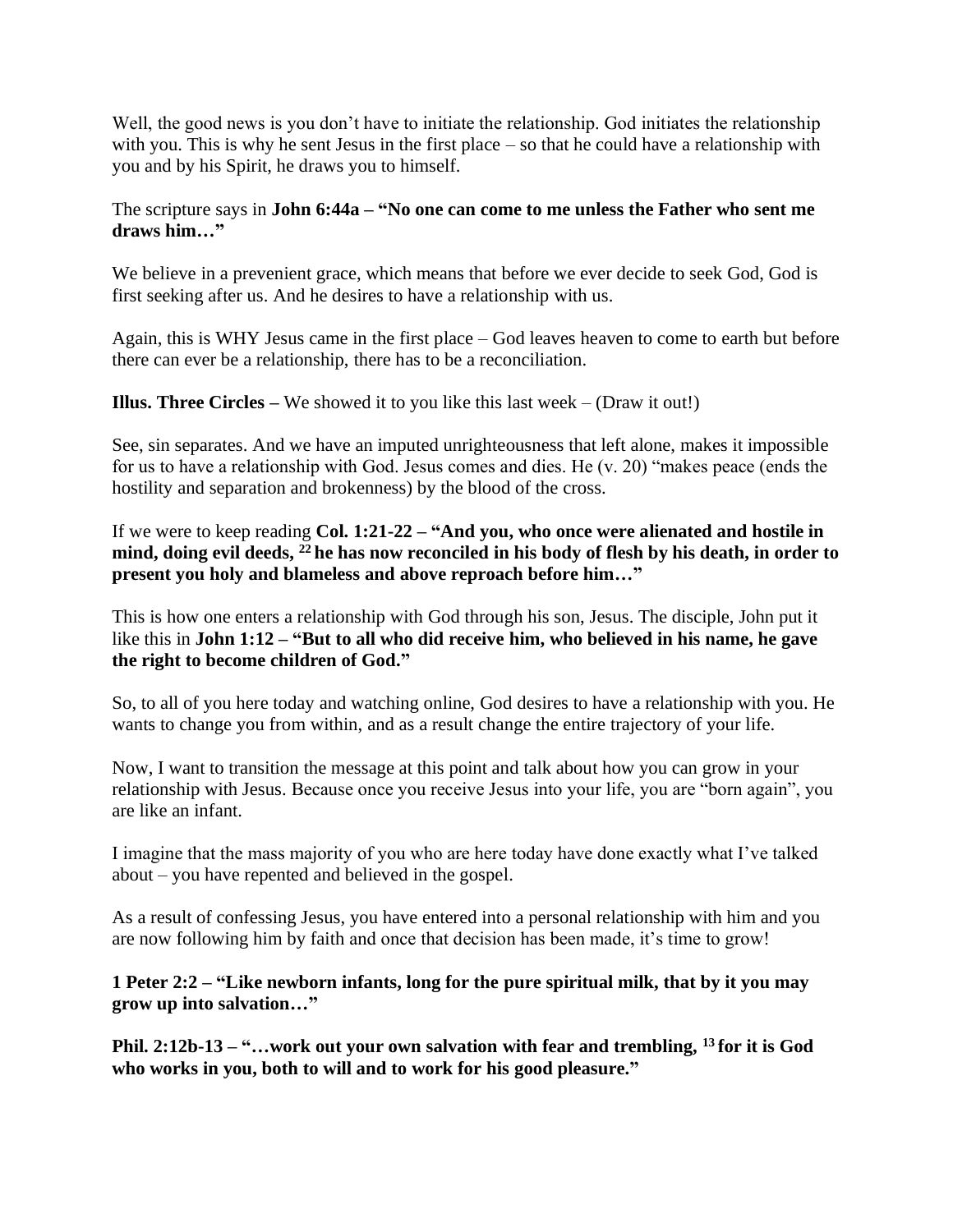Well, the good news is you don't have to initiate the relationship. God initiates the relationship with you. This is why he sent Jesus in the first place – so that he could have a relationship with you and by his Spirit, he draws you to himself.

The scripture says in **John 6:44a – "No one can come to me unless the Father who sent me draws him…"**

We believe in a prevenient grace, which means that before we ever decide to seek God, God is first seeking after us. And he desires to have a relationship with us.

Again, this is WHY Jesus came in the first place – God leaves heaven to come to earth but before there can ever be a relationship, there has to be a reconciliation.

**Illus. Three Circles –** We showed it to you like this last week – (Draw it out!)

See, sin separates. And we have an imputed unrighteousness that left alone, makes it impossible for us to have a relationship with God. Jesus comes and dies. He (v. 20) "makes peace (ends the hostility and separation and brokenness) by the blood of the cross.

If we were to keep reading **Col. 1:21-22 – "And you, who once were alienated and hostile in mind, doing evil deeds, [22] he has now reconciled in his body of flesh by his death, in order to present you holy and blameless and above reproach before him…"**

This is how one enters a relationship with God through his son, Jesus. The disciple, John put it like this in **John 1:12 – "But to all who did receive him, who believed in his name, he gave the right to become children of God."**

So, to all of you here today and watching online, God desires to have a relationship with you. He wants to change you from within, and as a result change the entire trajectory of your life.

Now, I want to transition the message at this point and talk about how you can grow in your relationship with Jesus. Because once you receive Jesus into your life, you are "born again", you are like an infant.

I imagine that the mass majority of you who are here today have done exactly what I've talked about – you have repented and believed in the gospel.

As a result of confessing Jesus, you have entered into a personal relationship with him and you are now following him by faith and once that decision has been made, it's time to grow!

**1 Peter 2:2 – "Like newborn infants, long for the pure spiritual milk, that by it you may grow up into salvation…"**

**Phil. 2:12b-13 – "…work out your own salvation with fear and trembling, [13] for it is God who works in you, both to will and to work for his good pleasure."**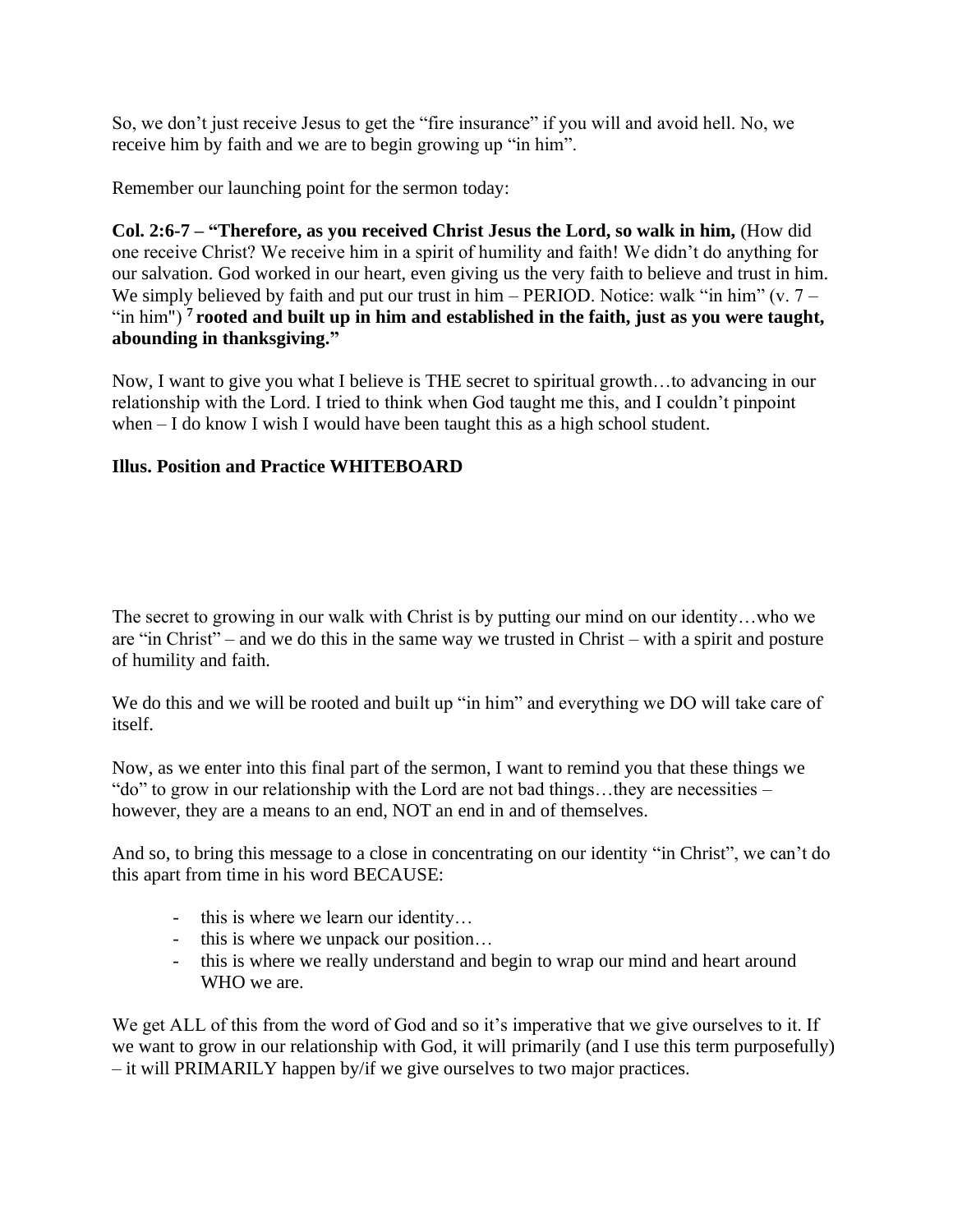So, we don't just receive Jesus to get the "fire insurance" if you will and avoid hell. No, we receive him by faith and we are to begin growing up "in him".

Remember our launching point for the sermon today:

**Col. 2:6-7 – "Therefore, as you received Christ Jesus the Lord, so walk in him,** (How did one receive Christ? We receive him in a spirit of humility and faith! We didn't do anything for our salvation. God worked in our heart, even giving us the very faith to believe and trust in him. We simply believed by faith and put our trust in him – PERIOD. Notice: walk "in him" (v. 7 – "in him") [7] **rooted and built up in him and established in the faith, just as you were taught, abounding in thanksgiving."**

Now, I want to give you what I believe is THE secret to spiritual growth…to advancing in our relationship with the Lord. I tried to think when God taught me this, and I couldn't pinpoint when – I do know I wish I would have been taught this as a high school student.

**Illus. Position and Practice WHITEBOARD**

The secret to growing in our walk with Christ is by putting our mind on our identity…who we are "in Christ" – and we do this in the same way we trusted in Christ – with a spirit and posture of humility and faith.

We do this and we will be rooted and built up "in him" and everything we DO will take care of itself.

Now, as we enter into this final part of the sermon, I want to remind you that these things we "do" to grow in our relationship with the Lord are not bad things…they are necessities – however, they are a means to an end, NOT an end in and of themselves.

And so, to bring this message to a close in concentrating on our identity "in Christ", we can't do this apart from time in his word BECAUSE:

- this is where we learn our identity…
- this is where we unpack our position…
- this is where we really understand and begin to wrap our mind and heart around WHO we are.

We get ALL of this from the word of God and so it's imperative that we give ourselves to it. If we want to grow in our relationship with God, it will primarily (and I use this term purposefully) – it will PRIMARILY happen by/if we give ourselves to two major practices.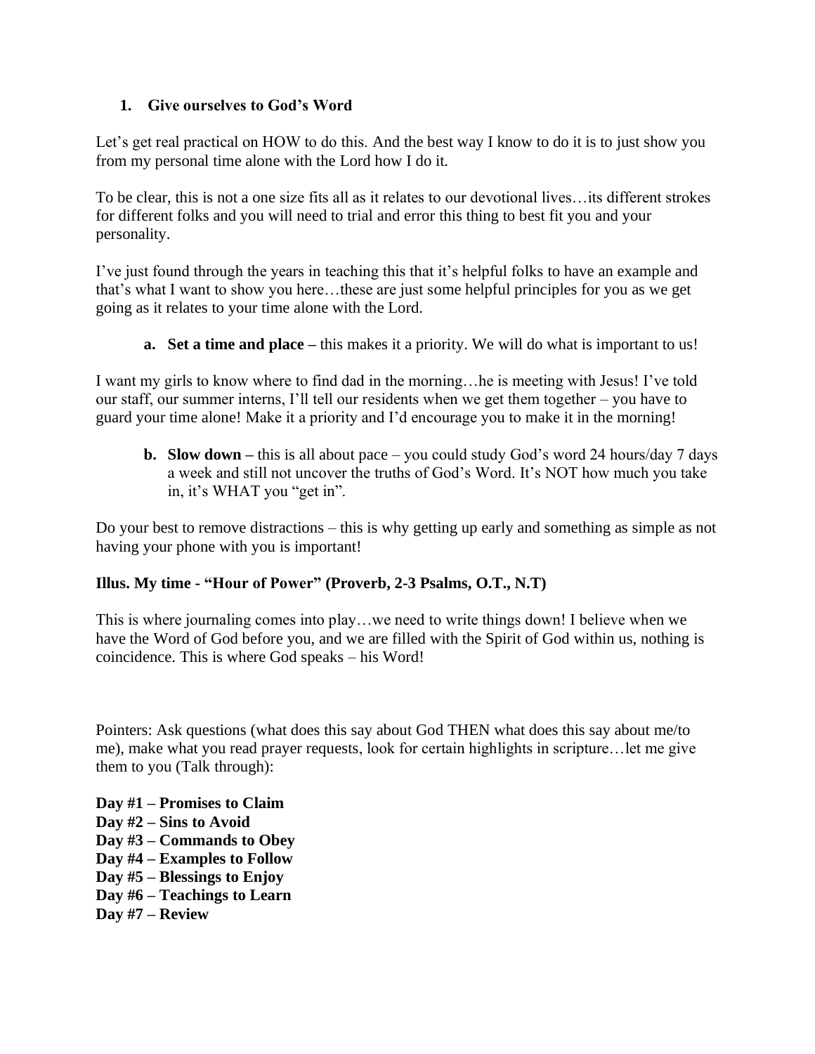**1. Give ourselves to God's Word**

Let's get real practical on HOW to do this. And the best way I know to do it is to just show you from my personal time alone with the Lord how I do it.

To be clear, this is not a one size fits all as it relates to our devotional lives…its different strokes for different folks and you will need to trial and error this thing to best fit you and your personality.

I've just found through the years in teaching this that it's helpful folks to have an example and that's what I want to show you here…these are just some helpful principles for you as we get going as it relates to your time alone with the Lord.

**a. Set a time and place –** this makes it a priority. We will do what is important to us!

I want my girls to know where to find dad in the morning…he is meeting with Jesus! I've told our staff, our summer interns, I'll tell our residents when we get them together – you have to guard your time alone! Make it a priority and I'd encourage you to make it in the morning!

**b. Slow down –** this is all about pace – you could study God's word 24 hours/day 7 days a week and still not uncover the truths of God's Word. It's NOT how much you take in, it's WHAT you "get in".

Do your best to remove distractions – this is why getting up early and something as simple as not having your phone with you is important!

**Illus. My time - "Hour of Power" (Proverb, 2-3 Psalms, O.T., N.T)**

This is where journaling comes into play…we need to write things down! I believe when we have the Word of God before you, and we are filled with the Spirit of God within us, nothing is coincidence. This is where God speaks – his Word!

Pointers: Ask questions (what does this say about God THEN what does this say about me/to me), make what you read prayer requests, look for certain highlights in scripture…let me give them to you (Talk through):

**Day #1 – Promises to Claim**
**Day #2 – Sins to Avoid**
**Day #3 – Commands to Obey**
**Day #4 – Examples to Follow**
**Day #5 – Blessings to Enjoy**
**Day #6 – Teachings to Learn**
**Day #7 – Review**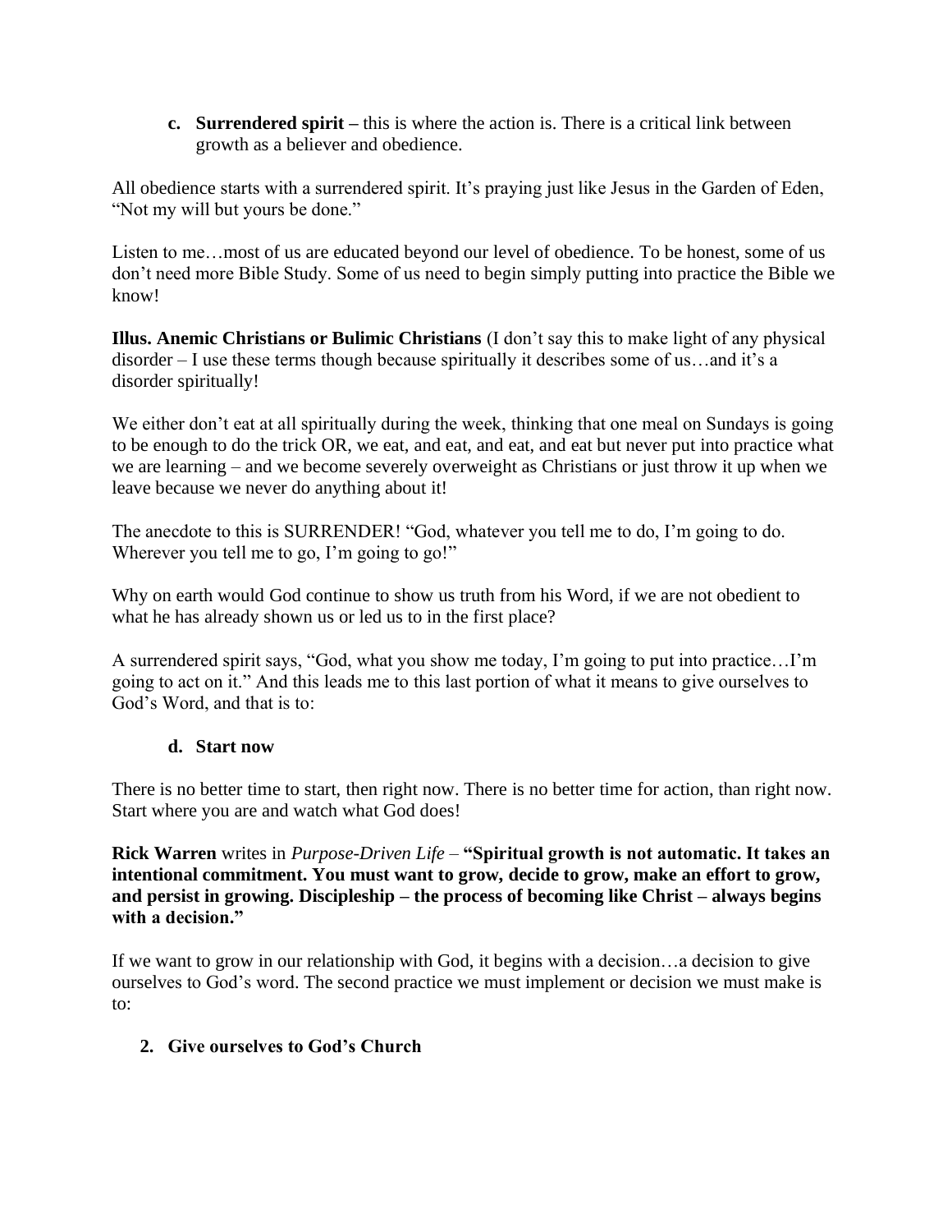c. **Surrendered spirit** – this is where the action is. There is a critical link between growth as a believer and obedience.

All obedience starts with a surrendered spirit. It's praying just like Jesus in the Garden of Eden, "Not my will but yours be done."

Listen to me…most of us are educated beyond our level of obedience. To be honest, some of us don't need more Bible Study. Some of us need to begin simply putting into practice the Bible we know!

**Illus. Anemic Christians or Bulimic Christians** (I don't say this to make light of any physical disorder – I use these terms though because spiritually it describes some of us…and it's a disorder spiritually!

We either don't eat at all spiritually during the week, thinking that one meal on Sundays is going to be enough to do the trick OR, we eat, and eat, and eat, and eat but never put into practice what we are learning – and we become severely overweight as Christians or just throw it up when we leave because we never do anything about it!

The anecdote to this is SURRENDER! "God, whatever you tell me to do, I'm going to do. Wherever you tell me to go, I'm going to go!"

Why on earth would God continue to show us truth from his Word, if we are not obedient to what he has already shown us or led us to in the first place?

A surrendered spirit says, "God, what you show me today, I'm going to put into practice…I'm going to act on it." And this leads me to this last portion of what it means to give ourselves to God's Word, and that is to:

d. **Start now**

There is no better time to start, then right now. There is no better time for action, than right now. Start where you are and watch what God does!

**Rick Warren** writes in *Purpose-Driven Life* – **"Spiritual growth is not automatic. It takes an intentional commitment. You must want to grow, decide to grow, make an effort to grow, and persist in growing. Discipleship – the process of becoming like Christ – always begins with a decision."**

If we want to grow in our relationship with God, it begins with a decision…a decision to give ourselves to God's word. The second practice we must implement or decision we must make is to:

2. **Give ourselves to God's Church**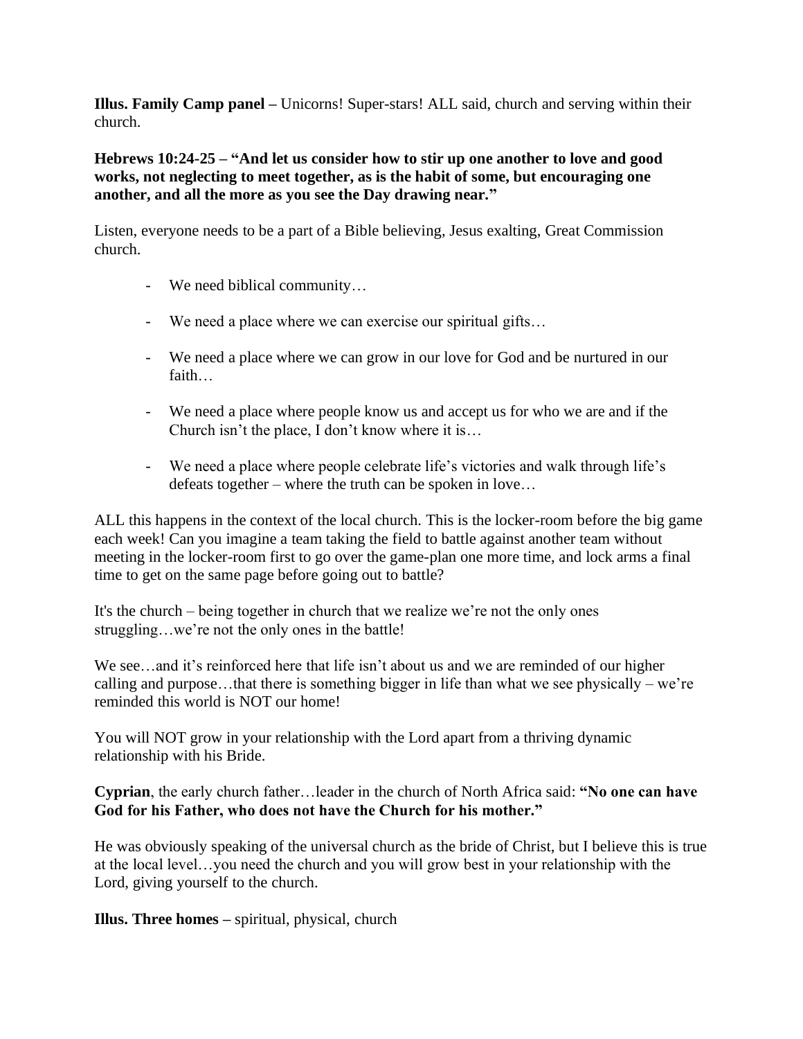**Illus. Family Camp panel –** Unicorns! Super-stars! ALL said, church and serving within their church.

**Hebrews 10:24-25 – "And let us consider how to stir up one another to love and good works, not neglecting to meet together, as is the habit of some, but encouraging one another, and all the more as you see the Day drawing near."**

Listen, everyone needs to be a part of a Bible believing, Jesus exalting, Great Commission church.

- We need biblical community…
- We need a place where we can exercise our spiritual gifts…
- We need a place where we can grow in our love for God and be nurtured in our faith…
- We need a place where people know us and accept us for who we are and if the Church isn't the place, I don't know where it is…
- We need a place where people celebrate life's victories and walk through life's defeats together – where the truth can be spoken in love…

ALL this happens in the context of the local church. This is the locker-room before the big game each week! Can you imagine a team taking the field to battle against another team without meeting in the locker-room first to go over the game-plan one more time, and lock arms a final time to get on the same page before going out to battle?

It's the church – being together in church that we realize we're not the only ones struggling…we're not the only ones in the battle!

We see…and it's reinforced here that life isn't about us and we are reminded of our higher calling and purpose…that there is something bigger in life than what we see physically – we're reminded this world is NOT our home!

You will NOT grow in your relationship with the Lord apart from a thriving dynamic relationship with his Bride.

**Cyprian**, the early church father…leader in the church of North Africa said: **"No one can have God for his Father, who does not have the Church for his mother."**

He was obviously speaking of the universal church as the bride of Christ, but I believe this is true at the local level…you need the church and you will grow best in your relationship with the Lord, giving yourself to the church.

**Illus. Three homes –** spiritual, physical, church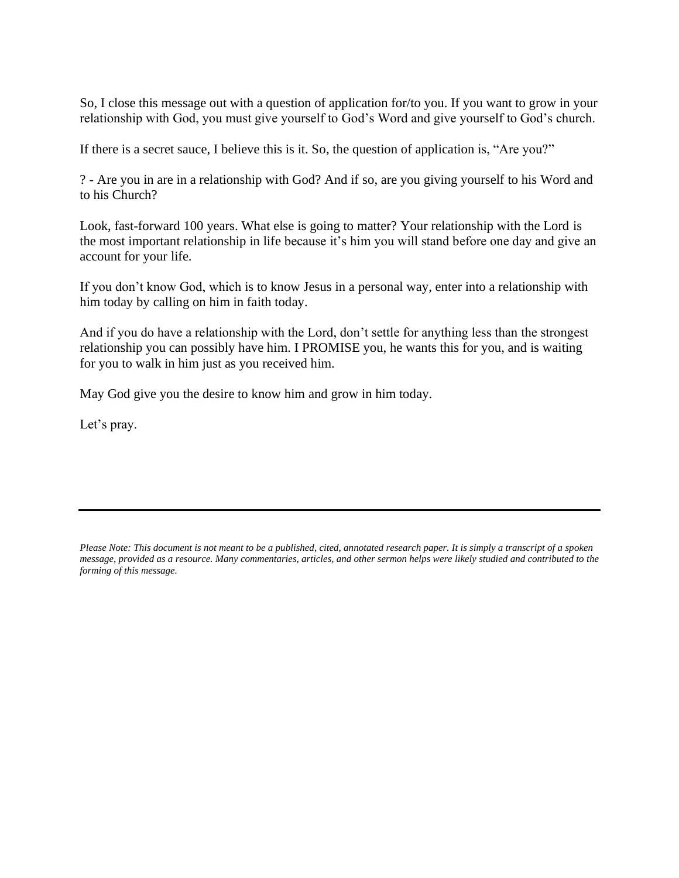So, I close this message out with a question of application for/to you. If you want to grow in your relationship with God, you must give yourself to God's Word and give yourself to God's church.

If there is a secret sauce, I believe this is it. So, the question of application is, "Are you?"

? - Are you in are in a relationship with God? And if so, are you giving yourself to his Word and to his Church?

Look, fast-forward 100 years. What else is going to matter? Your relationship with the Lord is the most important relationship in life because it's him you will stand before one day and give an account for your life.

If you don't know God, which is to know Jesus in a personal way, enter into a relationship with him today by calling on him in faith today.

And if you do have a relationship with the Lord, don't settle for anything less than the strongest relationship you can possibly have him. I PROMISE you, he wants this for you, and is waiting for you to walk in him just as you received him.

May God give you the desire to know him and grow in him today.

Let's pray.

---

*Please Note: This document is not meant to be a published, cited, annotated research paper. It is simply a transcript of a spoken message, provided as a resource. Many commentaries, articles, and other sermon helps were likely studied and contributed to the forming of this message.*